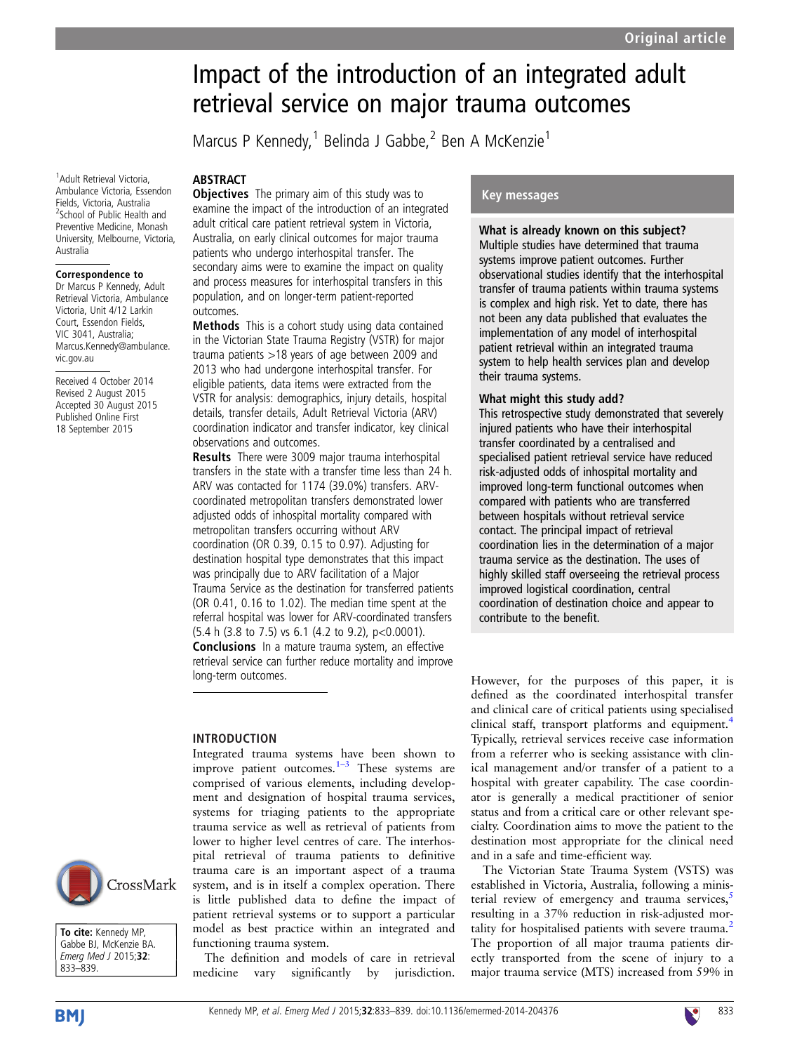# Impact of the introduction of an integrated adult retrieval service on major trauma outcomes

Marcus P Kennedy,[1] Belinda J Gabbe,[2] Ben A McKenzie[1]

[1]Adult Retrieval Victoria, Ambulance Victoria, Essendon Fields, Victoria, Australia
[2]School of Public Health and Preventive Medicine, Monash University, Melbourne, Victoria, Australia

**Correspondence to**
Dr Marcus P Kennedy, Adult Retrieval Victoria, Ambulance Victoria, Unit 4/12 Larkin Court, Essendon Fields, VIC 3041, Australia; Marcus.Kennedy@ambulance.vic.gov.au

Received 4 October 2014
Revised 2 August 2015
Accepted 30 August 2015
Published Online First 18 September 2015

**To cite:** Kennedy MP, Gabbe BJ, McKenzie BA. *Emerg Med J* 2015;**32**: 833–839.

## ABSTRACT

**Objectives** The primary aim of this study was to examine the impact of the introduction of an integrated adult critical care patient retrieval system in Victoria, Australia, on early clinical outcomes for major trauma patients who undergo interhospital transfer. The secondary aims were to examine the impact on quality and process measures for interhospital transfers in this population, and on longer-term patient-reported outcomes.

**Methods** This is a cohort study using data contained in the Victorian State Trauma Registry (VSTR) for major trauma patients >18 years of age between 2009 and 2013 who had undergone interhospital transfer. For eligible patients, data items were extracted from the VSTR for analysis: demographics, injury details, hospital details, transfer details, Adult Retrieval Victoria (ARV) coordination indicator and transfer indicator, key clinical observations and outcomes.

**Results** There were 3009 major trauma interhospital transfers in the state with a transfer time less than 24 h. ARV was contacted for 1174 (39.0%) transfers. ARV-coordinated metropolitan transfers demonstrated lower adjusted odds of inhospital mortality compared with metropolitan transfers occurring without ARV coordination (OR 0.39, 0.15 to 0.97). Adjusting for destination hospital type demonstrates that this impact was principally due to ARV facilitation of a Major Trauma Service as the destination for transferred patients (OR 0.41, 0.16 to 1.02). The median time spent at the referral hospital was lower for ARV-coordinated transfers (5.4 h (3.8 to 7.5) vs 6.1 (4.2 to 9.2), p<0.0001).

**Conclusions** In a mature trauma system, an effective retrieval service can further reduce mortality and improve long-term outcomes.

## Key messages

**What is already known on this subject?**
Multiple studies have determined that trauma systems improve patient outcomes. Further observational studies identify that the interhospital transfer of trauma patients within trauma systems is complex and high risk. Yet to date, there has not been any data published that evaluates the implementation of any model of interhospital patient retrieval within an integrated trauma system to help health services plan and develop their trauma systems.

**What might this study add?**
This retrospective study demonstrated that severely injured patients who have their interhospital transfer coordinated by a centralised and specialised patient retrieval service have reduced risk-adjusted odds of inhospital mortality and improved long-term functional outcomes when compared with patients who are transferred between hospitals without retrieval service contact. The principal impact of retrieval coordination lies in the determination of a major trauma service as the destination. The uses of highly skilled staff overseeing the retrieval process improved logistical coordination, central coordination of destination choice and appear to contribute to the benefit.

## INTRODUCTION

Integrated trauma systems have been shown to improve patient outcomes.[1–3] These systems are comprised of various elements, including development and designation of hospital trauma services, systems for triaging patients to the appropriate trauma service as well as retrieval of patients from lower to higher level centres of care. The interhospital retrieval of trauma patients to definitive trauma care is an important aspect of a trauma system, and is in itself a complex operation. There is little published data to define the impact of patient retrieval systems or to support a particular model as best practice within an integrated and functioning trauma system.

The definition and models of care in retrieval medicine vary significantly by jurisdiction. However, for the purposes of this paper, it is defined as the coordinated interhospital transfer and clinical care of critical patients using specialised clinical staff, transport platforms and equipment.[4] Typically, retrieval services receive case information from a referrer who is seeking assistance with clinical management and/or transfer of a patient to a hospital with greater capability. The case coordinator is generally a medical practitioner of senior status and from a critical care or other relevant specialty. Coordination aims to move the patient to the destination most appropriate for the clinical need and in a safe and time-efficient way.

The Victorian State Trauma System (VSTS) was established in Victoria, Australia, following a ministerial review of emergency and trauma services,[5] resulting in a 37% reduction in risk-adjusted mortality for hospitalised patients with severe trauma.[2] The proportion of all major trauma patients directly transported from the scene of injury to a major trauma service (MTS) increased from 59% in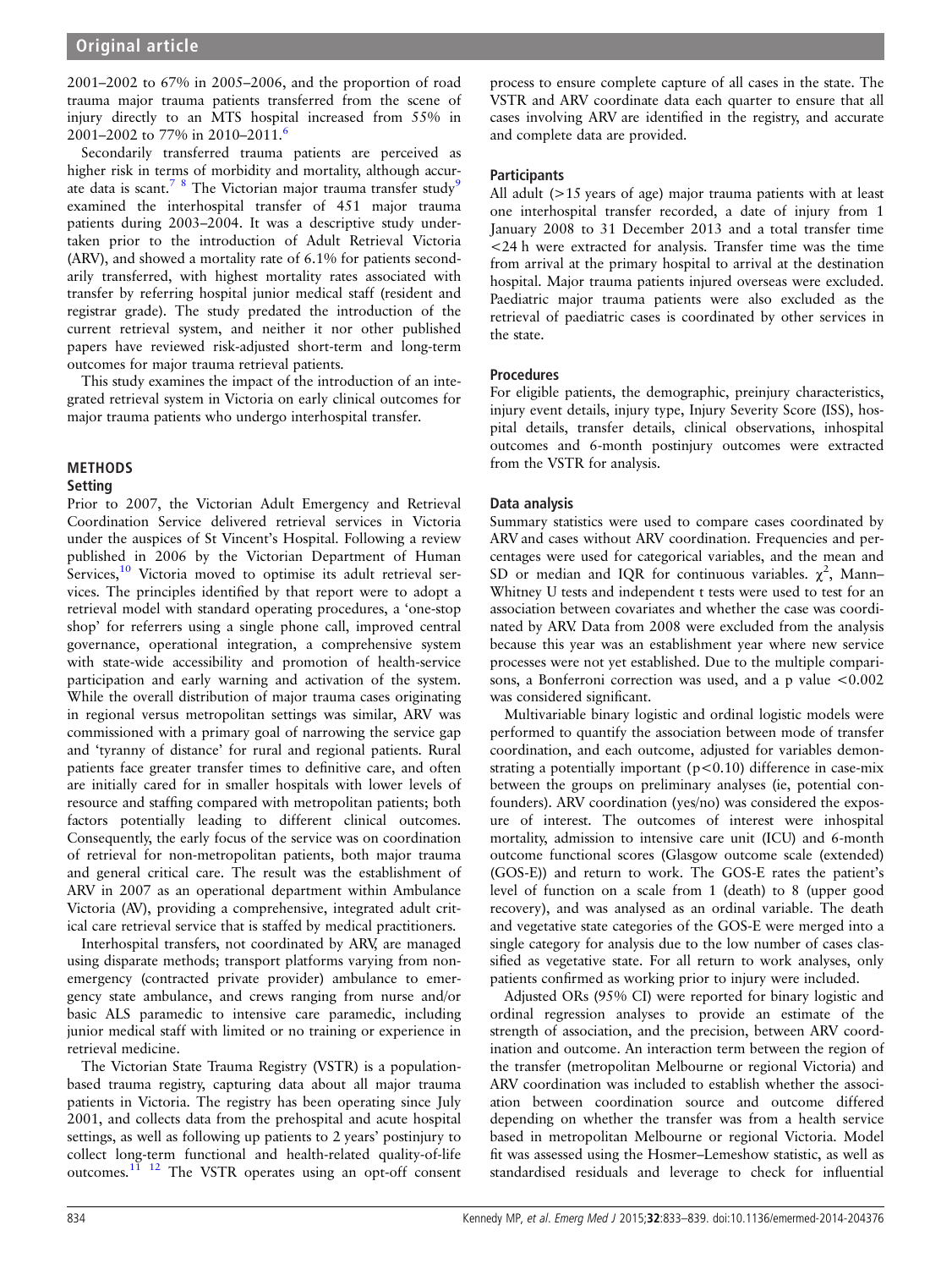2001–2002 to 67% in 2005–2006, and the proportion of road trauma major trauma patients transferred from the scene of injury directly to an MTS hospital increased from 55% in 2001–2002 to 77% in 2010–2011.[6]

Secondarily transferred trauma patients are perceived as higher risk in terms of morbidity and mortality, although accurate data is scant.[7 8] The Victorian major trauma transfer study[9] examined the interhospital transfer of 451 major trauma patients during 2003–2004. It was a descriptive study undertaken prior to the introduction of Adult Retrieval Victoria (ARV), and showed a mortality rate of 6.1% for patients secondarily transferred, with highest mortality rates associated with transfer by referring hospital junior medical staff (resident and registrar grade). The study predated the introduction of the current retrieval system, and neither it nor other published papers have reviewed risk-adjusted short-term and long-term outcomes for major trauma retrieval patients.

This study examines the impact of the introduction of an integrated retrieval system in Victoria on early clinical outcomes for major trauma patients who undergo interhospital transfer.

## METHODS

### Setting

Prior to 2007, the Victorian Adult Emergency and Retrieval Coordination Service delivered retrieval services in Victoria under the auspices of St Vincent's Hospital. Following a review published in 2006 by the Victorian Department of Human Services,[10] Victoria moved to optimise its adult retrieval services. The principles identified by that report were to adopt a retrieval model with standard operating procedures, a 'one-stop shop' for referrers using a single phone call, improved central governance, operational integration, a comprehensive system with state-wide accessibility and promotion of health-service participation and early warning and activation of the system. While the overall distribution of major trauma cases originating in regional versus metropolitan settings was similar, ARV was commissioned with a primary goal of narrowing the service gap and 'tyranny of distance' for rural and regional patients. Rural patients face greater transfer times to definitive care, and often are initially cared for in smaller hospitals with lower levels of resource and staffing compared with metropolitan patients; both factors potentially leading to different clinical outcomes. Consequently, the early focus of the service was on coordination of retrieval for non-metropolitan patients, both major trauma and general critical care. The result was the establishment of ARV in 2007 as an operational department within Ambulance Victoria (AV), providing a comprehensive, integrated adult critical care retrieval service that is staffed by medical practitioners.

Interhospital transfers, not coordinated by ARV, are managed using disparate methods; transport platforms varying from non-emergency (contracted private provider) ambulance to emergency state ambulance, and crews ranging from nurse and/or basic ALS paramedic to intensive care paramedic, including junior medical staff with limited or no training or experience in retrieval medicine.

The Victorian State Trauma Registry (VSTR) is a population-based trauma registry, capturing data about all major trauma patients in Victoria. The registry has been operating since July 2001, and collects data from the prehospital and acute hospital settings, as well as following up patients to 2 years' postinjury to collect long-term functional and health-related quality-of-life outcomes.[11 12] The VSTR operates using an opt-off consent process to ensure complete capture of all cases in the state. The VSTR and ARV coordinate data each quarter to ensure that all cases involving ARV are identified in the registry, and accurate and complete data are provided.

### Participants

All adult (>15 years of age) major trauma patients with at least one interhospital transfer recorded, a date of injury from 1 January 2008 to 31 December 2013 and a total transfer time <24 h were extracted for analysis. Transfer time was the time from arrival at the primary hospital to arrival at the destination hospital. Major trauma patients injured overseas were excluded. Paediatric major trauma patients were also excluded as the retrieval of paediatric cases is coordinated by other services in the state.

### Procedures

For eligible patients, the demographic, preinjury characteristics, injury event details, injury type, Injury Severity Score (ISS), hospital details, transfer details, clinical observations, inhospital outcomes and 6-month postinjury outcomes were extracted from the VSTR for analysis.

### Data analysis

Summary statistics were used to compare cases coordinated by ARV and cases without ARV coordination. Frequencies and percentages were used for categorical variables, and the mean and SD or median and IQR for continuous variables. $\chi^2$, Mann–Whitney U tests and independent t tests were used to test for an association between covariates and whether the case was coordinated by ARV. Data from 2008 were excluded from the analysis because this year was an establishment year where new service processes were not yet established. Due to the multiple comparisons, a Bonferroni correction was used, and a p value $<0.002$ was considered significant.

Multivariable binary logistic and ordinal logistic models were performed to quantify the association between mode of transfer coordination, and each outcome, adjusted for variables demonstrating a potentially important ($p<0.10$) difference in case-mix between the groups on preliminary analyses (ie, potential confounders). ARV coordination (yes/no) was considered the exposure of interest. The outcomes of interest were inhospital mortality, admission to intensive care unit (ICU) and 6-month outcome functional scores (Glasgow outcome scale (extended) (GOS-E)) and return to work. The GOS-E rates the patient's level of function on a scale from 1 (death) to 8 (upper good recovery), and was analysed as an ordinal variable. The death and vegetative state categories of the GOS-E were merged into a single category for analysis due to the low number of cases classified as vegetative state. For all return to work analyses, only patients confirmed as working prior to injury were included.

Adjusted ORs (95% CI) were reported for binary logistic and ordinal regression analyses to provide an estimate of the strength of association, and the precision, between ARV coordination and outcome. An interaction term between the region of the transfer (metropolitan Melbourne or regional Victoria) and ARV coordination was included to establish whether the association between coordination source and outcome differed depending on whether the transfer was from a health service based in metropolitan Melbourne or regional Victoria. Model fit was assessed using the Hosmer–Lemeshow statistic, as well as standardised residuals and leverage to check for influential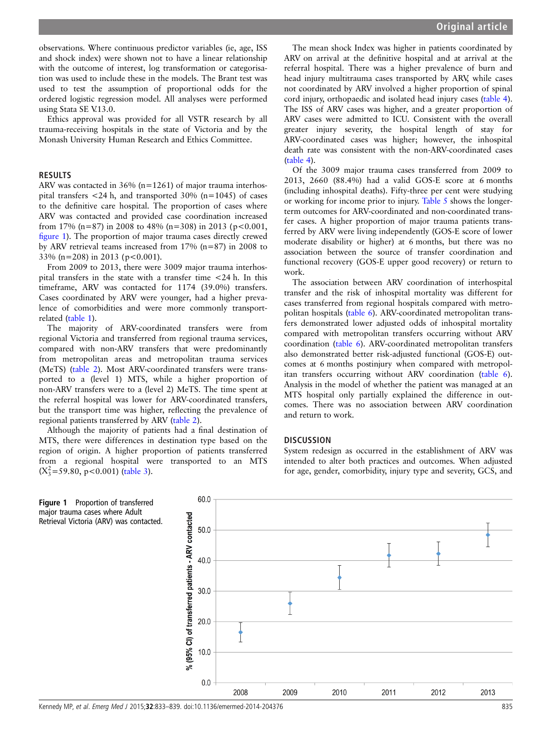observations. Where continuous predictor variables (ie, age, ISS and shock index) were shown not to have a linear relationship with the outcome of interest, log transformation or categorisation was used to include these in the models. The Brant test was used to test the assumption of proportional odds for the ordered logistic regression model. All analyses were performed using Stata SE V.13.0.

Ethics approval was provided for all VSTR research by all trauma-receiving hospitals in the state of Victoria and by the Monash University Human Research and Ethics Committee.

## RESULTS

ARV was contacted in 36% (n=1261) of major trauma interhospital transfers <24 h, and transported 30% (n=1045) of cases to the definitive care hospital. The proportion of cases where ARV was contacted and provided case coordination increased from 17% (n=87) in 2008 to 48% (n=308) in 2013 (p<0.001, figure 1). The proportion of major trauma cases directly crewed by ARV retrieval teams increased from 17% (n=87) in 2008 to 33% (n=208) in 2013 (p<0.001).

From 2009 to 2013, there were 3009 major trauma interhospital transfers in the state with a transfer time <24 h. In this timeframe, ARV was contacted for 1174 (39.0%) transfers. Cases coordinated by ARV were younger, had a higher prevalence of comorbidities and were more commonly transport-related (table 1).

The majority of ARV-coordinated transfers were from regional Victoria and transferred from regional trauma services, compared with non-ARV transfers that were predominantly from metropolitan areas and metropolitan trauma services (MeTS) (table 2). Most ARV-coordinated transfers were transported to a (level 1) MTS, while a higher proportion of non-ARV transfers were to a (level 2) MeTS. The time spent at the referral hospital was lower for ARV-coordinated transfers, but the transport time was higher, reflecting the prevalence of regional patients transferred by ARV (table 2).

Although the majority of patients had a final destination of MTS, there were differences in destination type based on the region of origin. A higher proportion of patients transferred from a regional hospital were transported to an MTS ($X^2_3$=59.80, p<0.001) (table 3).

The mean shock Index was higher in patients coordinated by ARV on arrival at the definitive hospital and at arrival at the referral hospital. There was a higher prevalence of burn and head injury multitrauma cases transported by ARV, while cases not coordinated by ARV involved a higher proportion of spinal cord injury, orthopaedic and isolated head injury cases (table 4). The ISS of ARV cases was higher, and a greater proportion of ARV cases were admitted to ICU. Consistent with the overall greater injury severity, the hospital length of stay for ARV-coordinated cases was higher; however, the inhospital death rate was consistent with the non-ARV-coordinated cases (table 4).

Of the 3009 major trauma cases transferred from 2009 to 2013, 2660 (88.4%) had a valid GOS-E score at 6 months (including inhospital deaths). Fifty-three per cent were studying or working for income prior to injury. Table 5 shows the longer-term outcomes for ARV-coordinated and non-coordinated transfer cases. A higher proportion of major trauma patients transferred by ARV were living independently (GOS-E score of lower moderate disability or higher) at 6 months, but there was no association between the source of transfer coordination and functional recovery (GOS-E upper good recovery) or return to work.

The association between ARV coordination of interhospital transfer and the risk of inhospital mortality was different for cases transferred from regional hospitals compared with metropolitan hospitals (table 6). ARV-coordinated metropolitan transfers demonstrated lower adjusted odds of inhospital mortality compared with metropolitan transfers occurring without ARV coordination (table 6). ARV-coordinated metropolitan transfers also demonstrated better risk-adjusted functional (GOS-E) outcomes at 6 months postinjury when compared with metropolitan transfers occurring without ARV coordination (table 6). Analysis in the model of whether the patient was managed at an MTS hospital only partially explained the difference in outcomes. There was no association between ARV coordination and return to work.

## DISCUSSION

System redesign as occurred in the establishment of ARV was intended to alter both practices and outcomes. When adjusted for age, gender, comorbidity, injury type and severity, GCS, and

% (95% CI) of transferred patients - ARV contacted

60.0
50.0
40.0
30.0
20.0
10.0
0.0

2008
2009
2010
2011
2012
2013

**Figure 1** Proportion of transferred major trauma cases where Adult Retrieval Victoria (ARV) was contacted.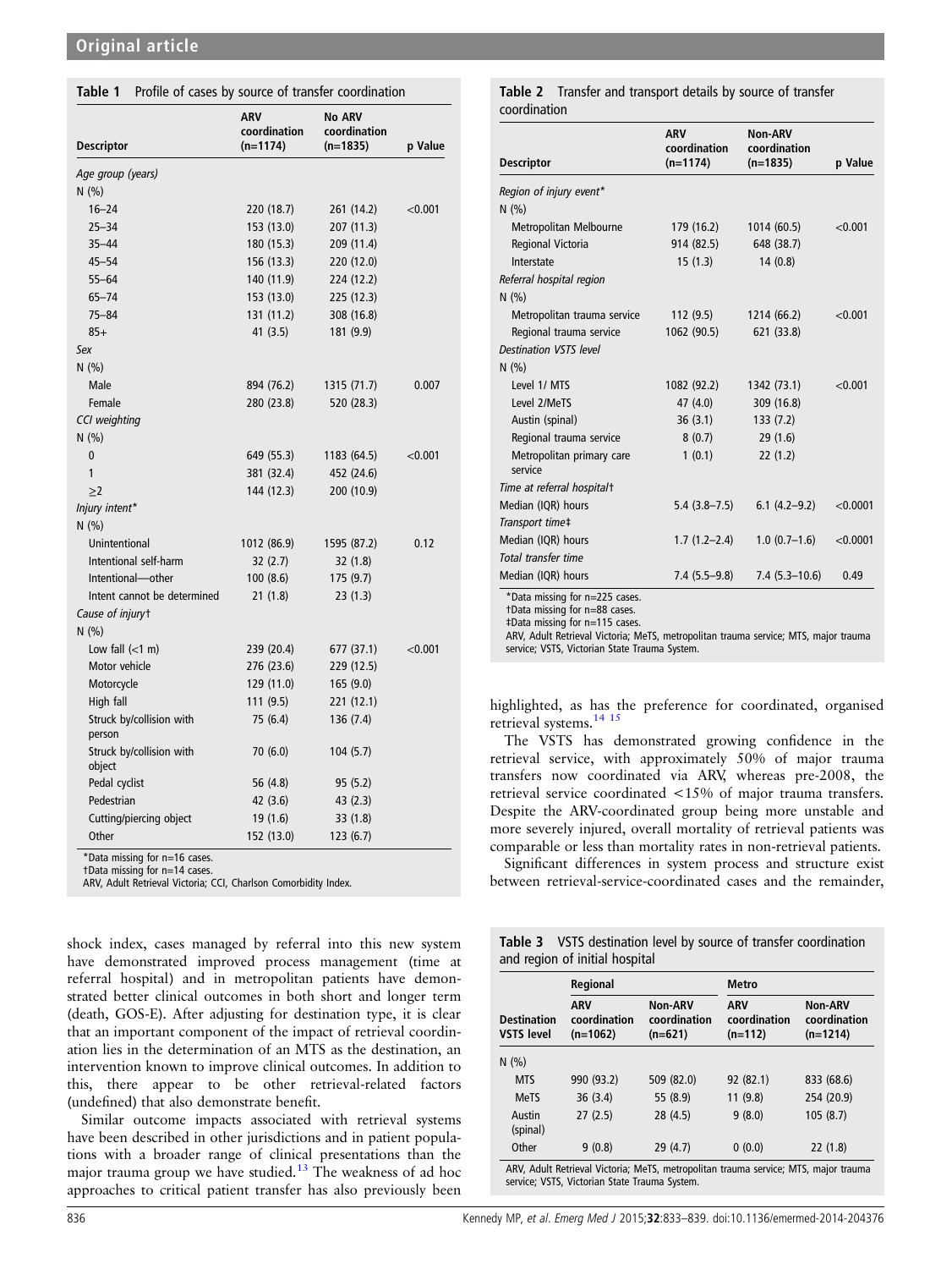**Table 1** Profile of cases by source of transfer coordination

| Descriptor | ARV coordination (n=1174) | No ARV coordination (n=1835) | p Value |
|---|---|---|---|
| *Age group (years)* | | | |
| N (%) | | | |
| 16–24 | 220 (18.7) | 261 (14.2) | <0.001 |
| 25–34 | 153 (13.0) | 207 (11.3) | |
| 35–44 | 180 (15.3) | 209 (11.4) | |
| 45–54 | 156 (13.3) | 220 (12.0) | |
| 55–64 | 140 (11.9) | 224 (12.2) | |
| 65–74 | 153 (13.0) | 225 (12.3) | |
| 75–84 | 131 (11.2) | 308 (16.8) | |
| 85+ | 41 (3.5) | 181 (9.9) | |
| *Sex* | | | |
| N (%) | | | |
| Male | 894 (76.2) | 1315 (71.7) | 0.007 |
| Female | 280 (23.8) | 520 (28.3) | |
| *CCI weighting* | | | |
| N (%) | | | |
| 0 | 649 (55.3) | 1183 (64.5) | <0.001 |
| 1 | 381 (32.4) | 452 (24.6) | |
| ≥2 | 144 (12.3) | 200 (10.9) | |
| *Injury intent\** | | | |
| N (%) | | | |
| Unintentional | 1012 (86.9) | 1595 (87.2) | 0.12 |
| Intentional self-harm | 32 (2.7) | 32 (1.8) | |
| Intentional—other | 100 (8.6) | 175 (9.7) | |
| Intent cannot be determined | 21 (1.8) | 23 (1.3) | |
| *Cause of injury†* | | | |
| N (%) | | | |
| Low fall (<1 m) | 239 (20.4) | 677 (37.1) | <0.001 |
| Motor vehicle | 276 (23.6) | 229 (12.5) | |
| Motorcycle | 129 (11.0) | 165 (9.0) | |
| High fall | 111 (9.5) | 221 (12.1) | |
| Struck by/collision with person | 75 (6.4) | 136 (7.4) | |
| Struck by/collision with object | 70 (6.0) | 104 (5.7) | |
| Pedal cyclist | 56 (4.8) | 95 (5.2) | |
| Pedestrian | 42 (3.6) | 43 (2.3) | |
| Cutting/piercing object | 19 (1.6) | 33 (1.8) | |
| Other | 152 (13.0) | 123 (6.7) | |

\*Data missing for n=16 cases.
†Data missing for n=14 cases.
ARV, Adult Retrieval Victoria; CCI, Charlson Comorbidity Index.

**Table 2** Transfer and transport details by source of transfer coordination

| Descriptor | ARV coordination (n=1174) | Non-ARV coordination (n=1835) | p Value |
|---|---|---|---|
| *Region of injury event\** | | | |
| N (%) | | | |
| Metropolitan Melbourne | 179 (16.2) | 1014 (60.5) | <0.001 |
| Regional Victoria | 914 (82.5) | 648 (38.7) | |
| Interstate | 15 (1.3) | 14 (0.8) | |
| *Referral hospital region* | | | |
| N (%) | | | |
| Metropolitan trauma service | 112 (9.5) | 1214 (66.2) | <0.001 |
| Regional trauma service | 1062 (90.5) | 621 (33.8) | |
| *Destination VSTS level* | | | |
| N (%) | | | |
| Level 1/ MTS | 1082 (92.2) | 1342 (73.1) | <0.001 |
| Level 2/MeTS | 47 (4.0) | 309 (16.8) | |
| Austin (spinal) | 36 (3.1) | 133 (7.2) | |
| Regional trauma service | 8 (0.7) | 29 (1.6) | |
| Metropolitan primary care service | 1 (0.1) | 22 (1.2) | |
| *Time at referral hospital†* | | | |
| Median (IQR) hours | 5.4 (3.8–7.5) | 6.1 (4.2–9.2) | <0.0001 |
| *Transport time‡* | | | |
| Median (IQR) hours | 1.7 (1.2–2.4) | 1.0 (0.7–1.6) | <0.0001 |
| *Total transfer time* | | | |
| Median (IQR) hours | 7.4 (5.5–9.8) | 7.4 (5.3–10.6) | 0.49 |

\*Data missing for n=225 cases.
†Data missing for n=88 cases.
‡Data missing for n=115 cases.
ARV, Adult Retrieval Victoria; MeTS, metropolitan trauma service; MTS, major trauma service; VSTS, Victorian State Trauma System.

shock index, cases managed by referral into this new system have demonstrated improved process management (time at referral hospital) and in metropolitan patients have demonstrated better clinical outcomes in both short and longer term (death, GOS-E). After adjusting for destination type, it is clear that an important component of the impact of retrieval coordination lies in the determination of an MTS as the destination, an intervention known to improve clinical outcomes. In addition to this, there appear to be other retrieval-related factors (undefined) that also demonstrate benefit.

Similar outcome impacts associated with retrieval systems have been described in other jurisdictions and in patient populations with a broader range of clinical presentations than the major trauma group we have studied.[13] The weakness of ad hoc approaches to critical patient transfer has also previously been highlighted, as has the preference for coordinated, organised retrieval systems.[14 15]

The VSTS has demonstrated growing confidence in the retrieval service, with approximately 50% of major trauma transfers now coordinated via ARV, whereas pre-2008, the retrieval service coordinated <15% of major trauma transfers. Despite the ARV-coordinated group being more unstable and more severely injured, overall mortality of retrieval patients was comparable or less than mortality rates in non-retrieval patients.

Significant differences in system process and structure exist between retrieval-service-coordinated cases and the remainder,

**Table 3** VSTS destination level by source of transfer coordination and region of initial hospital

| Destination VSTS level | Regional | | Metro | |
|---|---|---|---|---|
| | ARV coordination (n=1062) | Non-ARV coordination (n=621) | ARV coordination (n=112) | Non-ARV coordination (n=1214) |
| N (%) | | | | |
| MTS | 990 (93.2) | 509 (82.0) | 92 (82.1) | 833 (68.6) |
| MeTS | 36 (3.4) | 55 (8.9) | 11 (9.8) | 254 (20.9) |
| Austin (spinal) | 27 (2.5) | 28 (4.5) | 9 (8.0) | 105 (8.7) |
| Other | 9 (0.8) | 29 (4.7) | 0 (0.0) | 22 (1.8) |

ARV, Adult Retrieval Victoria; MeTS, metropolitan trauma service; MTS, major trauma service; VSTS, Victorian State Trauma System.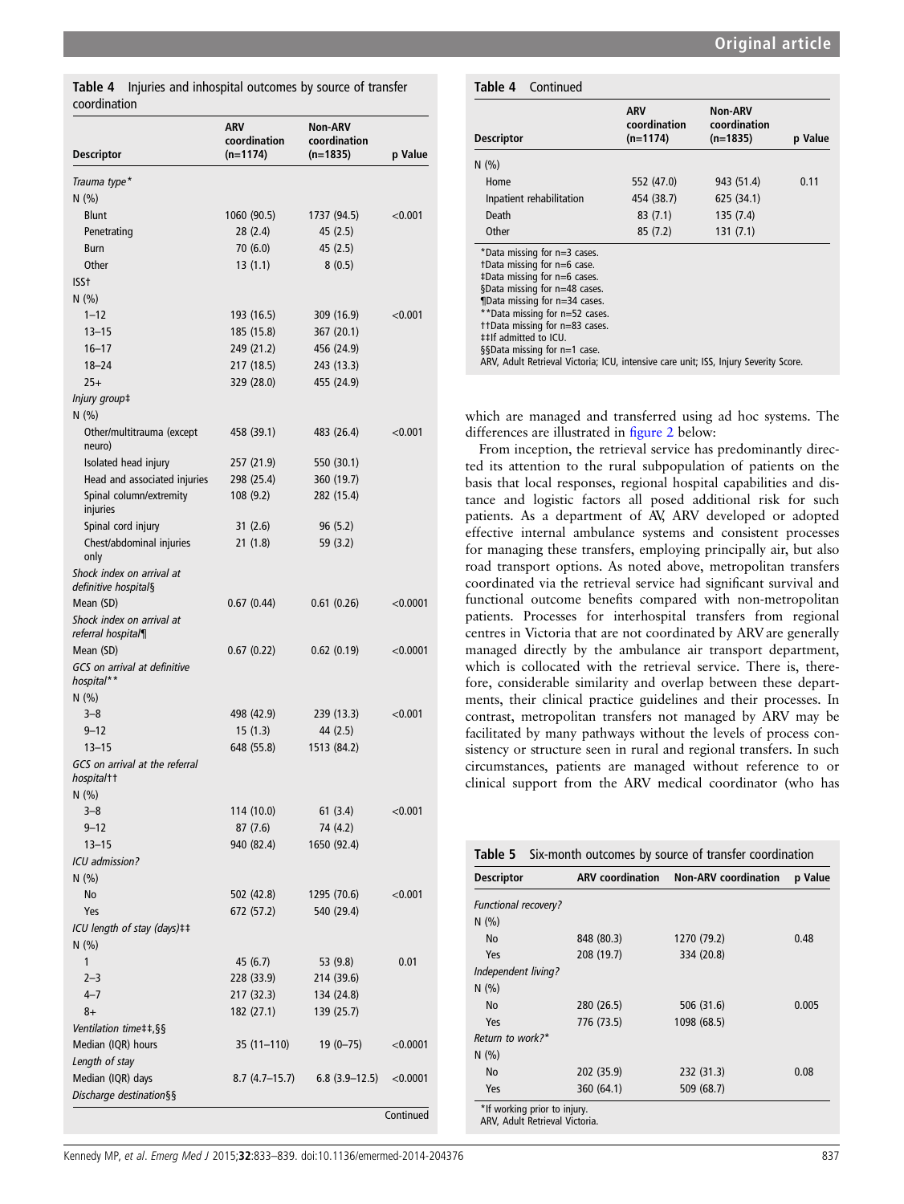**Table 4** Injuries and inhospital outcomes by source of transfer coordination

| Descriptor | ARV coordination (n=1174) | Non-ARV coordination (n=1835) | p Value |
|---|---|---|---|
| *Trauma type** | | | |
| N (%) | | | |
| Blunt | 1060 (90.5) | 1737 (94.5) | <0.001 |
| Penetrating | 28 (2.4) | 45 (2.5) | |
| Burn | 70 (6.0) | 45 (2.5) | |
| Other | 13 (1.1) | 8 (0.5) | |
| ISS† | | | |
| N (%) | | | |
| 1–12 | 193 (16.5) | 309 (16.9) | <0.001 |
| 13–15 | 185 (15.8) | 367 (20.1) | |
| 16–17 | 249 (21.2) | 456 (24.9) | |
| 18–24 | 217 (18.5) | 243 (13.3) | |
| 25+ | 329 (28.0) | 455 (24.9) | |
| *Injury group‡* | | | |
| N (%) | | | |
| Other/multitrauma (except neuro) | 458 (39.1) | 483 (26.4) | <0.001 |
| Isolated head injury | 257 (21.9) | 550 (30.1) | |
| Head and associated injuries | 298 (25.4) | 360 (19.7) | |
| Spinal column/extremity injuries | 108 (9.2) | 282 (15.4) | |
| Spinal cord injury | 31 (2.6) | 96 (5.2) | |
| Chest/abdominal injuries only | 21 (1.8) | 59 (3.2) | |
| *Shock index on arrival at definitive hospital§* | | | |
| Mean (SD) | 0.67 (0.44) | 0.61 (0.26) | <0.0001 |
| *Shock index on arrival at referral hospital¶* | | | |
| Mean (SD) | 0.67 (0.22) | 0.62 (0.19) | <0.0001 |
| *GCS on arrival at definitive hospital*** | | | |
| N (%) | | | |
| 3–8 | 498 (42.9) | 239 (13.3) | <0.001 |
| 9–12 | 15 (1.3) | 44 (2.5) | |
| 13–15 | 648 (55.8) | 1513 (84.2) | |
| *GCS on arrival at the referral hospital††* | | | |
| N (%) | | | |
| 3–8 | 114 (10.0) | 61 (3.4) | <0.001 |
| 9–12 | 87 (7.6) | 74 (4.2) | |
| 13–15 | 940 (82.4) | 1650 (92.4) | |
| *ICU admission?* | | | |
| N (%) | | | |
| No | 502 (42.8) | 1295 (70.6) | <0.001 |
| Yes | 672 (57.2) | 540 (29.4) | |
| *ICU length of stay (days)‡‡* | | | |
| N (%) | | | |
| 1 | 45 (6.7) | 53 (9.8) | 0.01 |
| 2–3 | 228 (33.9) | 214 (39.6) | |
| 4–7 | 217 (32.3) | 134 (24.8) | |
| 8+ | 182 (27.1) | 139 (25.7) | |
| *Ventilation time‡‡,§§* | | | |
| Median (IQR) hours | 35 (11–110) | 19 (0–75) | <0.0001 |
| *Length of stay* | | | |
| Median (IQR) days | 8.7 (4.7–15.7) | 6.8 (3.9–12.5) | <0.0001 |
| *Discharge destination§§* | | | |
| N (%) | | | |
| Home | 552 (47.0) | 943 (51.4) | 0.11 |
| Inpatient rehabilitation | 454 (38.7) | 625 (34.1) | |
| Death | 83 (7.1) | 135 (7.4) | |
| Other | 85 (7.2) | 131 (7.1) | |

*Data missing for n=3 cases.
†Data missing for n=6 case.
‡Data missing for n=6 cases.
§Data missing for n=48 cases.
¶Data missing for n=34 cases.
**Data missing for n=52 cases.
††Data missing for n=83 cases.
‡‡If admitted to ICU.
§§Data missing for n=1 case.
ARV, Adult Retrieval Victoria; ICU, intensive care unit; ISS, Injury Severity Score.

which are managed and transferred using ad hoc systems. The differences are illustrated in figure 2 below:

From inception, the retrieval service has predominantly directed its attention to the rural subpopulation of patients on the basis that local responses, regional hospital capabilities and distance and logistic factors all posed additional risk for such patients. As a department of AV, ARV developed or adopted effective internal ambulance systems and consistent processes for managing these transfers, employing principally air, but also road transport options. As noted above, metropolitan transfers coordinated via the retrieval service had significant survival and functional outcome benefits compared with non-metropolitan patients. Processes for interhospital transfers from regional centres in Victoria that are not coordinated by ARV are generally managed directly by the ambulance air transport department, which is collocated with the retrieval service. There is, therefore, considerable similarity and overlap between these departments, their clinical practice guidelines and their processes. In contrast, metropolitan transfers not managed by ARV may be facilitated by many pathways without the levels of process consistency or structure seen in rural and regional transfers. In such circumstances, patients are managed without reference to or clinical support from the ARV medical coordinator (who has

**Table 5** Six-month outcomes by source of transfer coordination

| Descriptor | ARV coordination | Non-ARV coordination | p Value |
|---|---|---|---|
| *Functional recovery?* | | | |
| N (%) | | | |
| No | 848 (80.3) | 1270 (79.2) | 0.48 |
| Yes | 208 (19.7) | 334 (20.8) | |
| *Independent living?* | | | |
| N (%) | | | |
| No | 280 (26.5) | 506 (31.6) | 0.005 |
| Yes | 776 (73.5) | 1098 (68.5) | |
| *Return to work?** | | | |
| N (%) | | | |
| No | 202 (35.9) | 232 (31.3) | 0.08 |
| Yes | 360 (64.1) | 509 (68.7) | |

*If working prior to injury.
ARV, Adult Retrieval Victoria.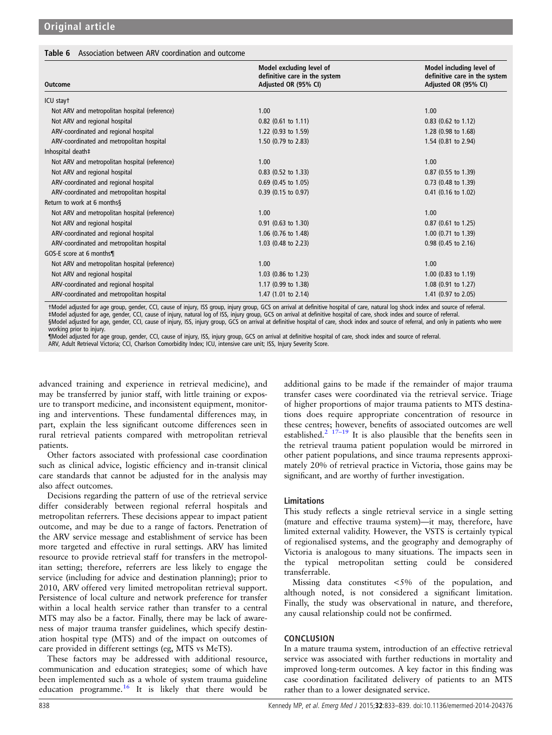**Table 6** Association between ARV coordination and outcome

| Outcome | Model excluding level of definitive care in the system Adjusted OR (95% CI) | Model including level of definitive care in the system Adjusted OR (95% CI) |
|---|---|---|
| ICU stay† | | |
| Not ARV and metropolitan hospital (reference) | 1.00 | 1.00 |
| Not ARV and regional hospital | 0.82 (0.61 to 1.11) | 0.83 (0.62 to 1.12) |
| ARV-coordinated and regional hospital | 1.22 (0.93 to 1.59) | 1.28 (0.98 to 1.68) |
| ARV-coordinated and metropolitan hospital | 1.50 (0.79 to 2.83) | 1.54 (0.81 to 2.94) |
| Inhospital death‡ | | |
| Not ARV and metropolitan hospital (reference) | 1.00 | 1.00 |
| Not ARV and regional hospital | 0.83 (0.52 to 1.33) | 0.87 (0.55 to 1.39) |
| ARV-coordinated and regional hospital | 0.69 (0.45 to 1.05) | 0.73 (0.48 to 1.39) |
| ARV-coordinated and metropolitan hospital | 0.39 (0.15 to 0.97) | 0.41 (0.16 to 1.02) |
| Return to work at 6 months§ | | |
| Not ARV and metropolitan hospital (reference) | 1.00 | 1.00 |
| Not ARV and regional hospital | 0.91 (0.63 to 1.30) | 0.87 (0.61 to 1.25) |
| ARV-coordinated and regional hospital | 1.06 (0.76 to 1.48) | 1.00 (0.71 to 1.39) |
| ARV-coordinated and metropolitan hospital | 1.03 (0.48 to 2.23) | 0.98 (0.45 to 2.16) |
| GOS-E score at 6 months¶ | | |
| Not ARV and metropolitan hospital (reference) | 1.00 | 1.00 |
| Not ARV and regional hospital | 1.03 (0.86 to 1.23) | 1.00 (0.83 to 1.19) |
| ARV-coordinated and regional hospital | 1.17 (0.99 to 1.38) | 1.08 (0.91 to 1.27) |
| ARV-coordinated and metropolitan hospital | 1.47 (1.01 to 2.14) | 1.41 (0.97 to 2.05) |

†Model adjusted for age group, gender, CCI, cause of injury, ISS group, injury group, GCS on arrival at definitive hospital of care, natural log shock index and source of referral.
‡Model adjusted for age, gender, CCI, cause of injury, natural log of ISS, injury group, GCS on arrival at definitive hospital of care, shock index and source of referral.
§Model adjusted for age, gender, CCI, cause of injury, ISS, injury group, GCS on arrival at definitive hospital of care, shock index and source of referral, and only in patients who were working prior to injury.
¶Model adjusted for age group, gender, CCI, cause of injury, ISS, injury group, GCS on arrival at definitive hospital of care, shock index and source of referral.
ARV, Adult Retrieval Victoria; CCI, Charlson Comorbidity Index; ICU, intensive care unit; ISS, Injury Severity Score.

advanced training and experience in retrieval medicine), and may be transferred by junior staff, with little training or exposure to transport medicine, and inconsistent equipment, monitoring and interventions. These fundamental differences may, in part, explain the less significant outcome differences seen in rural retrieval patients compared with metropolitan retrieval patients.

Other factors associated with professional case coordination such as clinical advice, logistic efficiency and in-transit clinical care standards that cannot be adjusted for in the analysis may also affect outcomes.

Decisions regarding the pattern of use of the retrieval service differ considerably between regional referral hospitals and metropolitan referrers. These decisions appear to impact patient outcome, and may be due to a range of factors. Penetration of the ARV service message and establishment of service has been more targeted and effective in rural settings. ARV has limited resource to provide retrieval staff for transfers in the metropolitan setting; therefore, referrers are less likely to engage the service (including for advice and destination planning); prior to 2010, ARV offered very limited metropolitan retrieval support. Persistence of local culture and network preference for transfer within a local health service rather than transfer to a central MTS may also be a factor. Finally, there may be lack of awareness of major trauma transfer guidelines, which specify destination hospital type (MTS) and of the impact on outcomes of care provided in different settings (eg, MTS vs MeTS).

These factors may be addressed with additional resource, communication and education strategies; some of which have been implemented such as a whole of system trauma guideline education programme.[16] It is likely that there would be additional gains to be made if the remainder of major trauma transfer cases were coordinated via the retrieval service. Triage of higher proportions of major trauma patients to MTS destinations does require appropriate concentration of resource in these centres; however, benefits of associated outcomes are well established.[2 17–19] It is also plausible that the benefits seen in the retrieval trauma patient population would be mirrored in other patient populations, and since trauma represents approximately 20% of retrieval practice in Victoria, those gains may be significant, and are worthy of further investigation.

## Limitations

This study reflects a single retrieval service in a single setting (mature and effective trauma system)—it may, therefore, have limited external validity. However, the VSTS is certainly typical of regionalised systems, and the geography and demography of Victoria is analogous to many situations. The impacts seen in the typical metropolitan setting could be considered transferrable.

Missing data constitutes <5% of the population, and although noted, is not considered a significant limitation. Finally, the study was observational in nature, and therefore, any causal relationship could not be confirmed.

## CONCLUSION

In a mature trauma system, introduction of an effective retrieval service was associated with further reductions in mortality and improved long-term outcomes. A key factor in this finding was case coordination facilitated delivery of patients to an MTS rather than to a lower designated service.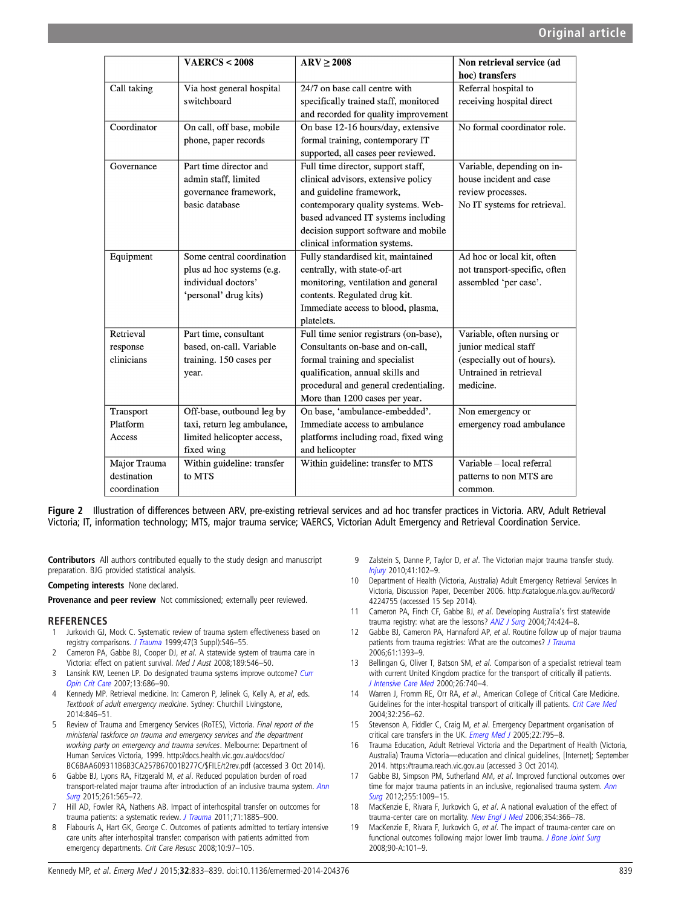| | VAERCS < 2008 | ARV ≥ 2008 | Non retrieval service (ad hoc) transfers |
|---|---|---|---|
| Call taking | Via host general hospital switchboard | 24/7 on base call centre with specifically trained staff, monitored and recorded for quality improvement | Referral hospital to receiving hospital direct |
| Coordinator | On call, off base, mobile phone, paper records | On base 12-16 hours/day, extensive formal training, contemporary IT supported, all cases peer reviewed. | No formal coordinator role. |
| Governance | Part time director and admin staff, limited governance framework, basic database | Full time director, support staff, clinical advisors, extensive policy and guideline framework, contemporary quality systems. Web-based advanced IT systems including decision support software and mobile clinical information systems. | Variable, depending on in-house incident and case review processes. No IT systems for retrieval. |
| Equipment | Some central coordination plus ad hoc systems (e.g. individual doctors' 'personal' drug kits) | Fully standardised kit, maintained centrally, with state-of-art monitoring, ventilation and general contents. Regulated drug kit. Immediate access to blood, plasma, platelets. | Ad hoc or local kit, often not transport-specific, often assembled 'per case'. |
| Retrieval response clinicians | Part time, consultant based, on-call. Variable training. 150 cases per year. | Full time senior registrars (on-base), Consultants on-base and on-call, formal training and specialist qualification, annual skills and procedural and general credentialing. More than 1200 cases per year. | Variable, often nursing or junior medical staff (especially out of hours). Untrained in retrieval medicine. |
| Transport Platform Access | Off-base, outbound leg by taxi, return leg ambulance, limited helicopter access, fixed wing | On base, 'ambulance-embedded'. Immediate access to ambulance platforms including road, fixed wing and helicopter | Non emergency or emergency road ambulance |
| Major Trauma destination coordination | Within guideline: transfer to MTS | Within guideline: transfer to MTS | Variable – local referral patterns to non MTS are common. |

**Figure 2** Illustration of differences between ARV, pre-existing retrieval services and ad hoc transfer practices in Victoria. ARV, Adult Retrieval Victoria; IT, information technology; MTS, major trauma service; VAERCS, Victorian Adult Emergency and Retrieval Coordination Service.

**Contributors** All authors contributed equally to the study design and manuscript preparation. BJG provided statistical analysis.

**Competing interests** None declared.

**Provenance and peer review** Not commissioned; externally peer reviewed.

## REFERENCES

1. Jurkovich GJ, Mock C. Systematic review of trauma system effectiveness based on registry comparisons. *J Trauma* 1999;47(3 Suppl):S46–55.
2. Cameron PA, Gabbe BJ, Cooper DJ, *et al*. A statewide system of trauma care in Victoria: effect on patient survival. *Med J Aust* 2008;189:546–50.
3. Lansink KW, Leenen LP. Do designated trauma systems improve outcome? *Curr Opin Crit Care* 2007;13:686–90.
4. Kennedy MP. Retrieval medicine. In: Cameron P, Jelinek G, Kelly A, *et al*, eds. *Textbook of adult emergency medicine*. Sydney: Churchill Livingstone, 2014:846–51.
5. Review of Trauma and Emergency Services (RoTES), Victoria. *Final report of the ministerial taskforce on trauma and emergency services and the department working party on emergency and trauma services*. Melbourne: Department of Human Services Victoria, 1999. http://docs.health.vic.gov.au/docs/doc/BC6BAA609311B6B3CA257B67001B277C/$FILE/t2rev.pdf (accessed 3 Oct 2014).
6. Gabbe BJ, Lyons RA, Fitzgerald M, *et al*. Reduced population burden of road transport-related major trauma after introduction of an inclusive trauma system. *Ann Surg* 2015;261:565–72.
7. Hill AD, Fowler RA, Nathens AB. Impact of interhospital transfer on outcomes for trauma patients: a systematic review. *J Trauma* 2011;71:1885–900.
8. Flabouris A, Hart GK, George C. Outcomes of patients admitted to tertiary intensive care units after interhospital transfer: comparison with patients admitted from emergency departments. *Crit Care Resusc* 2008;10:97–105.
9. Zalstein S, Danne P, Taylor D, *et al*. The Victorian major trauma transfer study. *Injury* 2010;41:102–9.
10. Department of Health (Victoria, Australia) Adult Emergency Retrieval Services In Victoria, Discussion Paper, December 2006. http://catalogue.nla.gov.au/Record/4224755 (accessed 15 Sep 2014).
11. Cameron PA, Finch CF, Gabbe BJ, *et al*. Developing Australia's first statewide trauma registry: what are the lessons? *ANZ J Surg* 2004;74:424–8.
12. Gabbe BJ, Cameron PA, Hannaford AP, *et al*. Routine follow up of major trauma patients from trauma registries: What are the outcomes? *J Trauma* 2006;61:1393–9.
13. Bellingan G, Olivier T, Batson SM, *et al*. Comparison of a specialist retrieval team with current United Kingdom practice for the transport of critically ill patients. *J Intensive Care Med* 2000;26:740–4.
14. Warren J, Fromm RE, Orr RA, *et al*., American College of Critical Care Medicine. Guidelines for the inter-hospital transport of critically ill patients. *Crit Care Med* 2004;32:256–62.
15. Stevenson A, Fiddler C, Craig M, *et al*. Emergency Department organisation of critical care transfers in the UK. *Emerg Med J* 2005;22:795–8.
16. Trauma Education, Adult Retrieval Victoria and the Department of Health (Victoria, Australia) Trauma Victoria—education and clinical guidelines, [Internet]; September 2014. https://trauma.reach.vic.gov.au (accessed 3 Oct 2014).
17. Gabbe BJ, Simpson PM, Sutherland AM, *et al*. Improved functional outcomes over time for major trauma patients in an inclusive, regionalised trauma system. *Ann Surg* 2012;255:1009–15.
18. MacKenzie E, Rivara F, Jurkovich G, *et al*. A national evaluation of the effect of trauma-center care on mortality. *New Engl J Med* 2006;354:366–78.
19. MacKenzie E, Rivara F, Jurkovich G, *et al*. The impact of trauma-center care on functional outcomes following major lower limb trauma. *J Bone Joint Surg* 2008;90-A:101–9.